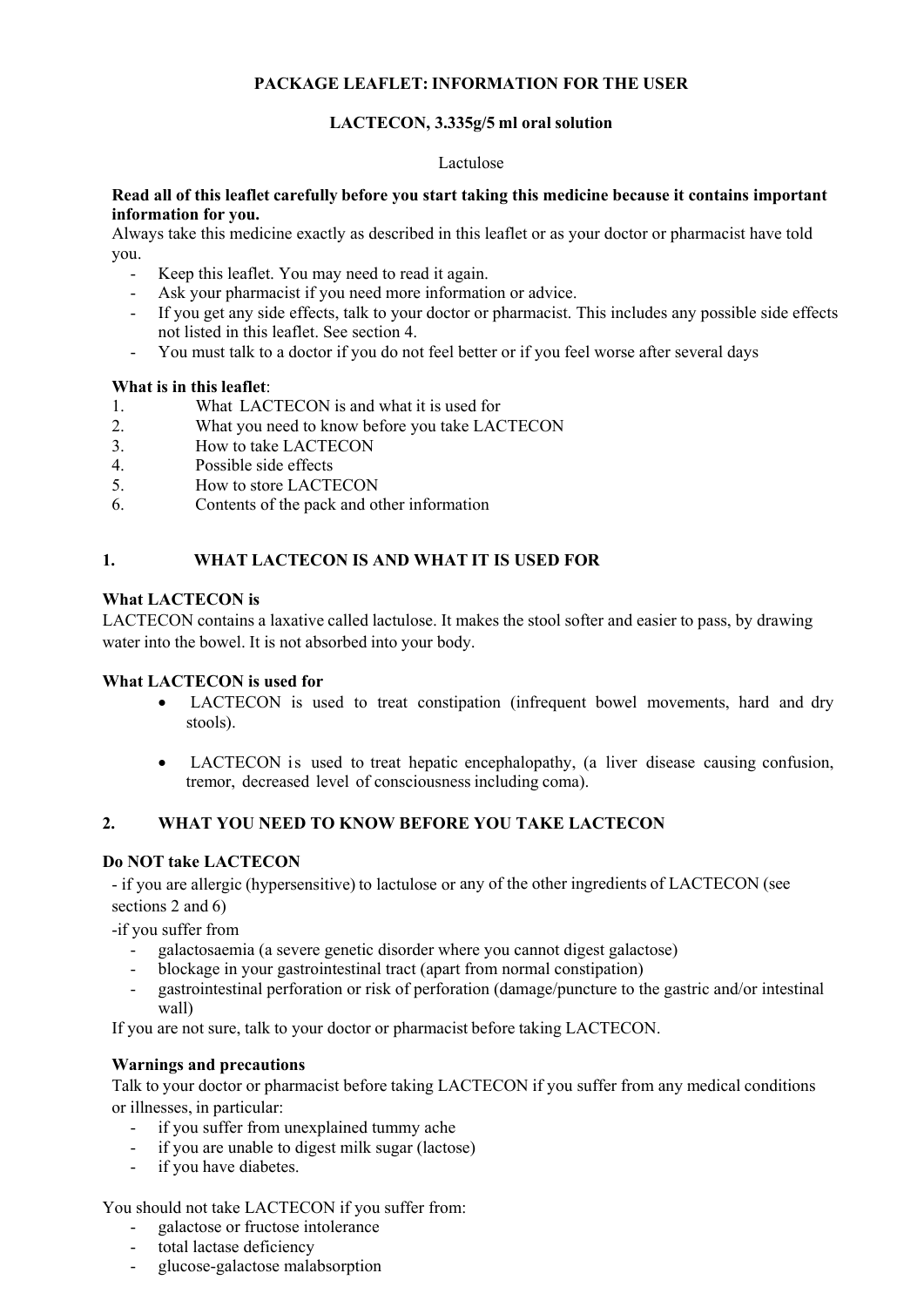**PACKAGE LEAFLET: INFORMATION FOR THE USER**

**LACTECON, 3.335g/5 ml oral solution**

Lactulose

**Read all of this leaflet carefully before you start taking this medicine because it contains important information for you.**

Always take this medicine exactly as described in this leaflet or as your doctor or pharmacist have told you.

- Keep this leaflet. You may need to read it again.
- Ask your pharmacist if you need more information or advice.
- If you get any side effects, talk to your doctor or pharmacist. This includes any possible side effects not listed in this leaflet. See section 4.
- You must talk to a doctor if you do not feel better or if you feel worse after several days

**What is in this leaflet**:

1. What LACTECON is and what it is used for
2. What you need to know before you take LACTECON
3. How to take LACTECON
4. Possible side effects
5. How to store LACTECON
6. Contents of the pack and other information

## 1. WHAT LACTECON IS AND WHAT IT IS USED FOR

**What LACTECON is**

LACTECON contains a laxative called lactulose. It makes the stool softer and easier to pass, by drawing water into the bowel. It is not absorbed into your body.

**What LACTECON is used for**

- LACTECON is used to treat constipation (infrequent bowel movements, hard and dry stools).
- LACTECON is used to treat hepatic encephalopathy, (a liver disease causing confusion, tremor, decreased level of consciousness including coma).

## 2. WHAT YOU NEED TO KNOW BEFORE YOU TAKE LACTECON

**Do NOT take LACTECON**

- if you are allergic (hypersensitive) to lactulose or any of the other ingredients of LACTECON (see sections 2 and 6)

-if you suffer from

- galactosaemia (a severe genetic disorder where you cannot digest galactose)
- blockage in your gastrointestinal tract (apart from normal constipation)
- gastrointestinal perforation or risk of perforation (damage/puncture to the gastric and/or intestinal wall)

If you are not sure, talk to your doctor or pharmacist before taking LACTECON.

**Warnings and precautions**

Talk to your doctor or pharmacist before taking LACTECON if you suffer from any medical conditions or illnesses, in particular:

- if you suffer from unexplained tummy ache
- if you are unable to digest milk sugar (lactose)
- if you have diabetes.

You should not take LACTECON if you suffer from:

- galactose or fructose intolerance
- total lactase deficiency
- glucose-galactose malabsorption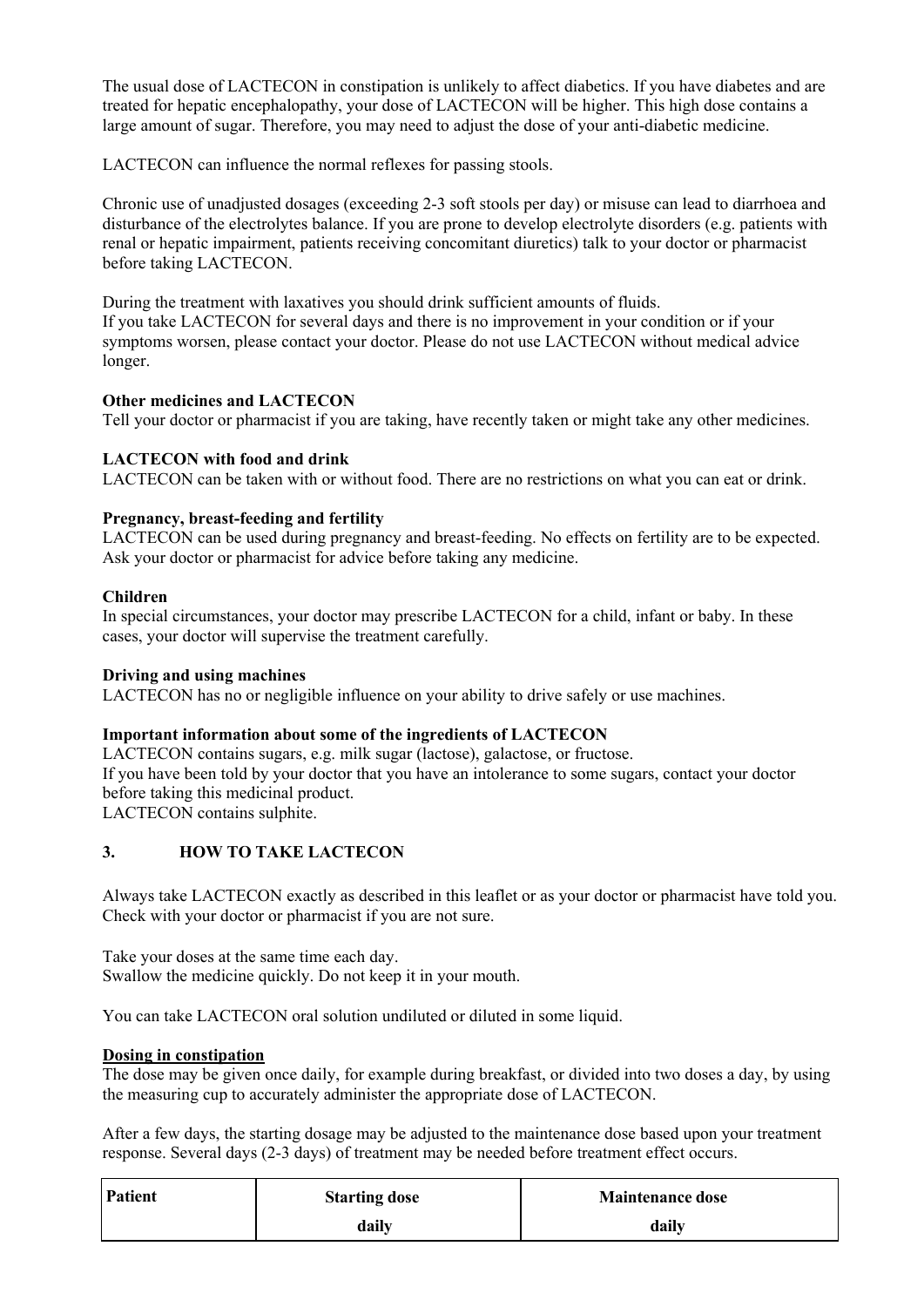The usual dose of LACTECON in constipation is unlikely to affect diabetics. If you have diabetes and are treated for hepatic encephalopathy, your dose of LACTECON will be higher. This high dose contains a large amount of sugar. Therefore, you may need to adjust the dose of your anti-diabetic medicine.

LACTECON can influence the normal reflexes for passing stools.

Chronic use of unadjusted dosages (exceeding 2-3 soft stools per day) or misuse can lead to diarrhoea and disturbance of the electrolytes balance. If you are prone to develop electrolyte disorders (e.g. patients with renal or hepatic impairment, patients receiving concomitant diuretics) talk to your doctor or pharmacist before taking LACTECON.

During the treatment with laxatives you should drink sufficient amounts of fluids.
If you take LACTECON for several days and there is no improvement in your condition or if your symptoms worsen, please contact your doctor. Please do not use LACTECON without medical advice longer.

**Other medicines and LACTECON**
Tell your doctor or pharmacist if you are taking, have recently taken or might take any other medicines.

**LACTECON with food and drink**
LACTECON can be taken with or without food. There are no restrictions on what you can eat or drink.

**Pregnancy, breast-feeding and fertility**
LACTECON can be used during pregnancy and breast-feeding. No effects on fertility are to be expected.
Ask your doctor or pharmacist for advice before taking any medicine.

**Children**
In special circumstances, your doctor may prescribe LACTECON for a child, infant or baby. In these cases, your doctor will supervise the treatment carefully.

**Driving and using machines**
LACTECON has no or negligible influence on your ability to drive safely or use machines.

**Important information about some of the ingredients of LACTECON**
LACTECON contains sugars, e.g. milk sugar (lactose), galactose, or fructose.
If you have been told by your doctor that you have an intolerance to some sugars, contact your doctor before taking this medicinal product.
LACTECON contains sulphite.

## 3. HOW TO TAKE LACTECON

Always take LACTECON exactly as described in this leaflet or as your doctor or pharmacist have told you. Check with your doctor or pharmacist if you are not sure.

Take your doses at the same time each day.
Swallow the medicine quickly. Do not keep it in your mouth.

You can take LACTECON oral solution undiluted or diluted in some liquid.

**Dosing in constipation**
The dose may be given once daily, for example during breakfast, or divided into two doses a day, by using the measuring cup to accurately administer the appropriate dose of LACTECON.

After a few days, the starting dosage may be adjusted to the maintenance dose based upon your treatment response. Several days (2-3 days) of treatment may be needed before treatment effect occurs.

| Patient | Starting dose daily | Maintenance dose daily |
|---|---|---|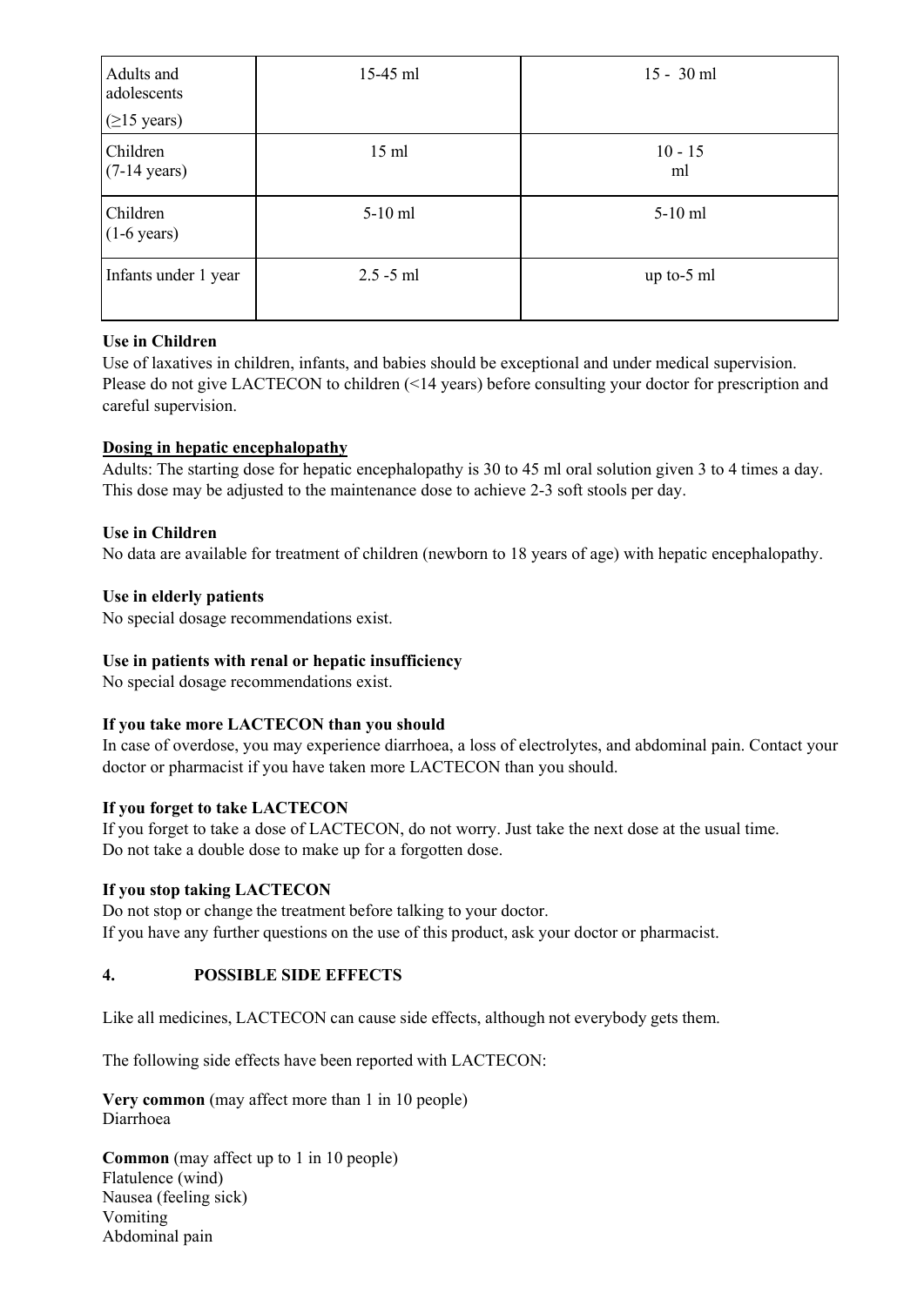| | | |
|---|---|---|
| Adults and adolescents (≥15 years) | 15-45 ml | 15 - 30 ml |
| Children (7-14 years) | 15 ml | 10 - 15 ml |
| Children (1-6 years) | 5-10 ml | 5-10 ml |
| Infants under 1 year | 2.5 -5 ml | up to-5 ml |

**Use in Children**
Use of laxatives in children, infants, and babies should be exceptional and under medical supervision. Please do not give LACTECON to children (<14 years) before consulting your doctor for prescription and careful supervision.

**Dosing in hepatic encephalopathy**
Adults: The starting dose for hepatic encephalopathy is 30 to 45 ml oral solution given 3 to 4 times a day. This dose may be adjusted to the maintenance dose to achieve 2-3 soft stools per day.

**Use in Children**
No data are available for treatment of children (newborn to 18 years of age) with hepatic encephalopathy.

**Use in elderly patients**
No special dosage recommendations exist.

**Use in patients with renal or hepatic insufficiency**
No special dosage recommendations exist.

**If you take more LACTECON than you should**
In case of overdose, you may experience diarrhoea, a loss of electrolytes, and abdominal pain. Contact your doctor or pharmacist if you have taken more LACTECON than you should.

**If you forget to take LACTECON**
If you forget to take a dose of LACTECON, do not worry. Just take the next dose at the usual time. Do not take a double dose to make up for a forgotten dose.

**If you stop taking LACTECON**
Do not stop or change the treatment before talking to your doctor.
If you have any further questions on the use of this product, ask your doctor or pharmacist.

## 4. POSSIBLE SIDE EFFECTS

Like all medicines, LACTECON can cause side effects, although not everybody gets them.

The following side effects have been reported with LACTECON:

**Very common** (may affect more than 1 in 10 people)
Diarrhoea

**Common** (may affect up to 1 in 10 people)
Flatulence (wind)
Nausea (feeling sick)
Vomiting
Abdominal pain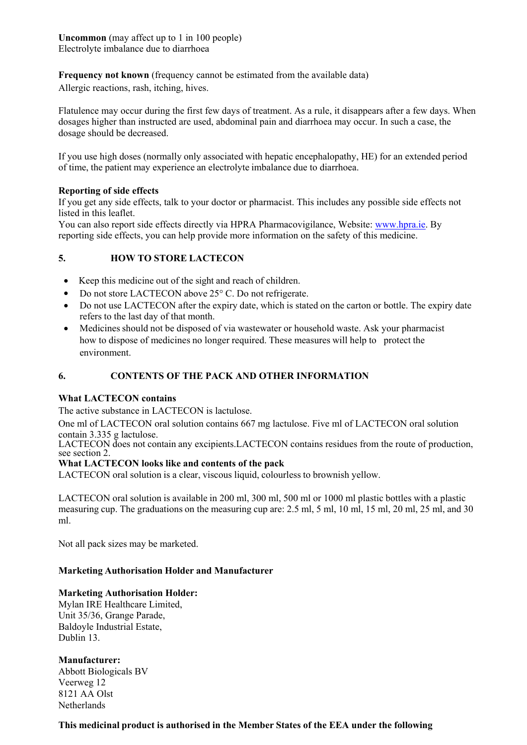**Uncommon** (may affect up to 1 in 100 people)
Electrolyte imbalance due to diarrhoea

**Frequency not known** (frequency cannot be estimated from the available data)
Allergic reactions, rash, itching, hives.

Flatulence may occur during the first few days of treatment. As a rule, it disappears after a few days. When dosages higher than instructed are used, abdominal pain and diarrhoea may occur. In such a case, the dosage should be decreased.

If you use high doses (normally only associated with hepatic encephalopathy, HE) for an extended period of time, the patient may experience an electrolyte imbalance due to diarrhoea.

**Reporting of side effects**
If you get any side effects, talk to your doctor or pharmacist. This includes any possible side effects not listed in this leaflet.
You can also report side effects directly via HPRA Pharmacovigilance, Website: www.hpra.ie. By reporting side effects, you can help provide more information on the safety of this medicine.

## 5. HOW TO STORE LACTECON

- Keep this medicine out of the sight and reach of children.
- Do not store LACTECON above 25° C. Do not refrigerate.
- Do not use LACTECON after the expiry date, which is stated on the carton or bottle. The expiry date refers to the last day of that month.
- Medicines should not be disposed of via wastewater or household waste. Ask your pharmacist how to dispose of medicines no longer required. These measures will help to protect the environment.

## 6. CONTENTS OF THE PACK AND OTHER INFORMATION

**What LACTECON contains**

The active substance in LACTECON is lactulose.

One ml of LACTECON oral solution contains 667 mg lactulose. Five ml of LACTECON oral solution contain 3.335 g lactulose.
LACTECON does not contain any excipients.LACTECON contains residues from the route of production, see section 2.

**What LACTECON looks like and contents of the pack**

LACTECON oral solution is a clear, viscous liquid, colourless to brownish yellow.

LACTECON oral solution is available in 200 ml, 300 ml, 500 ml or 1000 ml plastic bottles with a plastic measuring cup. The graduations on the measuring cup are: 2.5 ml, 5 ml, 10 ml, 15 ml, 20 ml, 25 ml, and 30 ml.

Not all pack sizes may be marketed.

**Marketing Authorisation Holder and Manufacturer**

**Marketing Authorisation Holder:**
Mylan IRE Healthcare Limited,
Unit 35/36, Grange Parade,
Baldoyle Industrial Estate,
Dublin 13.

**Manufacturer:**
Abbott Biologicals BV
Veerweg 12
8121 AA Olst
Netherlands

**This medicinal product is authorised in the Member States of the EEA under the following**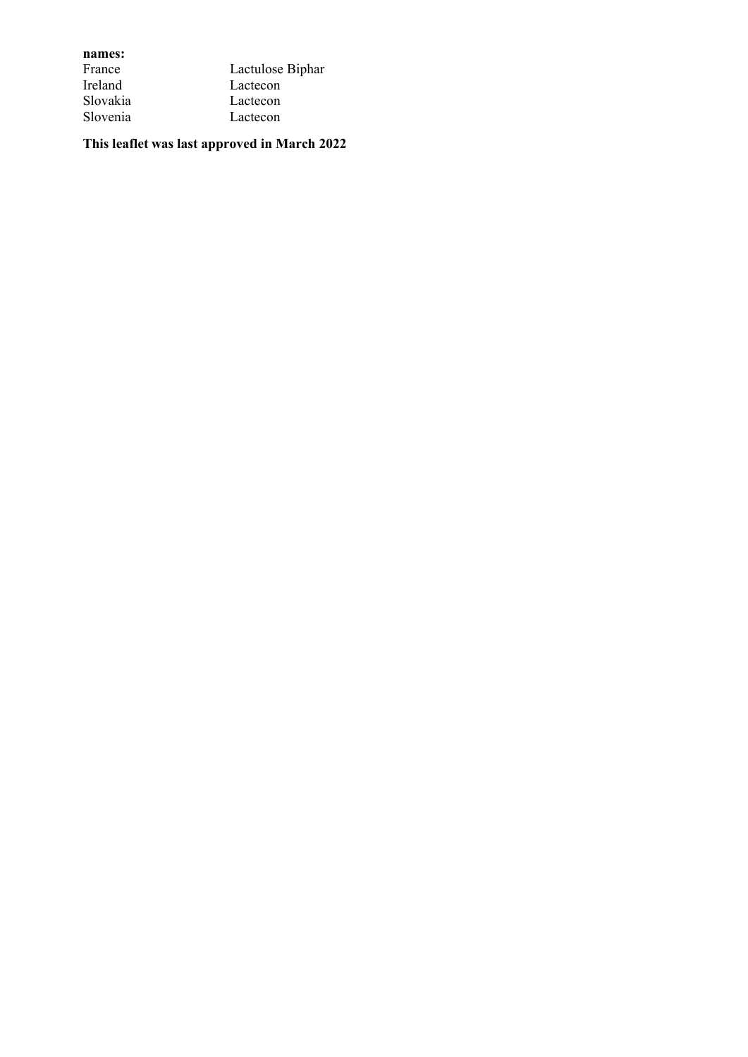**names:**

| | |
|---|---|
| France | Lactulose Biphar |
| Ireland | Lactecon |
| Slovakia | Lactecon |
| Slovenia | Lactecon |

**This leaflet was last approved in March 2022**